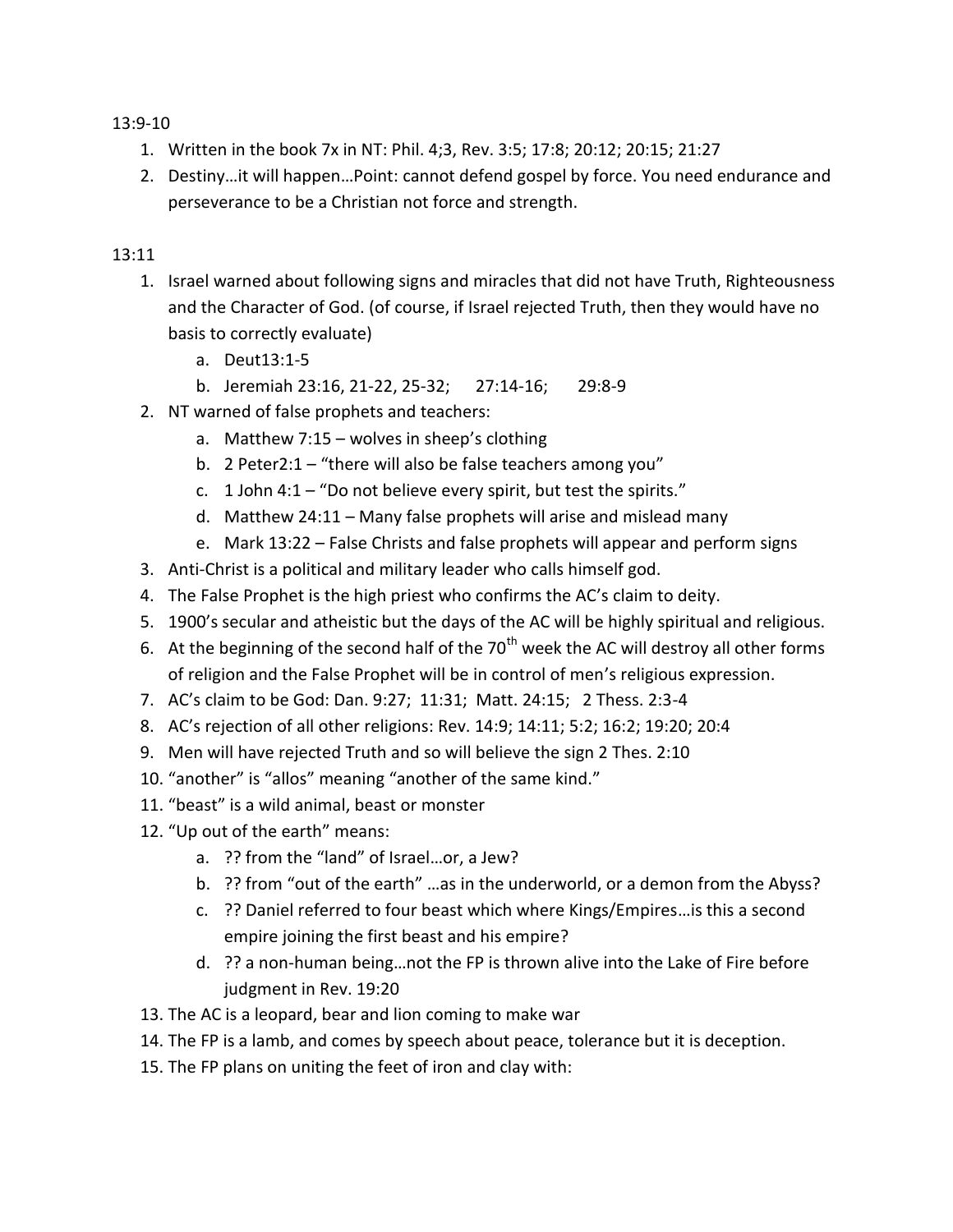13:9-10

1. Written in the book 7x in NT: Phil. 4;3, Rev. 3:5; 17:8; 20:12; 20:15; 21:27
2. Destiny…it will happen…Point: cannot defend gospel by force. You need endurance and perseverance to be a Christian not force and strength.

13:11

1. Israel warned about following signs and miracles that did not have Truth, Righteousness and the Character of God. (of course, if Israel rejected Truth, then they would have no basis to correctly evaluate)
   a. Deut13:1-5
   b. Jeremiah 23:16, 21-22, 25-32; 27:14-16; 29:8-9
2. NT warned of false prophets and teachers:
   a. Matthew 7:15 – wolves in sheep's clothing
   b. 2 Peter2:1 – "there will also be false teachers among you"
   c. 1 John 4:1 – "Do not believe every spirit, but test the spirits."
   d. Matthew 24:11 – Many false prophets will arise and mislead many
   e. Mark 13:22 – False Christs and false prophets will appear and perform signs
3. Anti-Christ is a political and military leader who calls himself god.
4. The False Prophet is the high priest who confirms the AC's claim to deity.
5. 1900's secular and atheistic but the days of the AC will be highly spiritual and religious.
6. At the beginning of the second half of the 70th week the AC will destroy all other forms of religion and the False Prophet will be in control of men's religious expression.
7. AC's claim to be God: Dan. 9:27; 11:31; Matt. 24:15; 2 Thess. 2:3-4
8. AC's rejection of all other religions: Rev. 14:9; 14:11; 5:2; 16:2; 19:20; 20:4
9. Men will have rejected Truth and so will believe the sign 2 Thes. 2:10
10. "another" is "allos" meaning "another of the same kind."
11. "beast" is a wild animal, beast or monster
12. "Up out of the earth" means:
    a. ?? from the "land" of Israel…or, a Jew?
    b. ?? from "out of the earth" …as in the underworld, or a demon from the Abyss?
    c. ?? Daniel referred to four beast which where Kings/Empires…is this a second empire joining the first beast and his empire?
    d. ?? a non-human being…not the FP is thrown alive into the Lake of Fire before judgment in Rev. 19:20
13. The AC is a leopard, bear and lion coming to make war
14. The FP is a lamb, and comes by speech about peace, tolerance but it is deception.
15. The FP plans on uniting the feet of iron and clay with: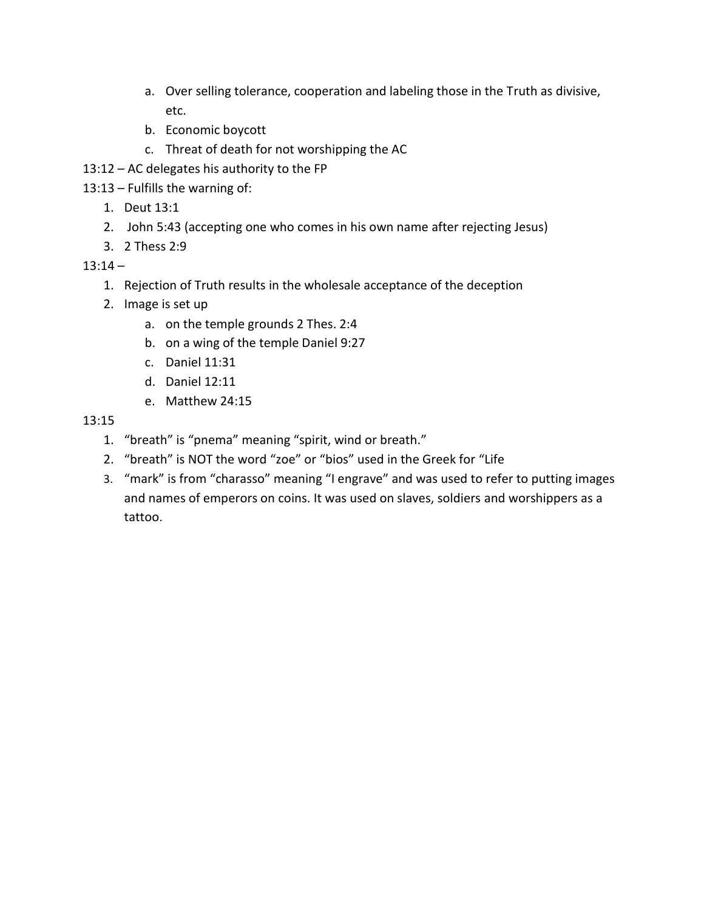a. Over selling tolerance, cooperation and labeling those in the Truth as divisive, etc.
   b. Economic boycott
   c. Threat of death for not worshipping the AC

13:12 – AC delegates his authority to the FP

13:13 – Fulfills the warning of:

1. Deut 13:1
2. John 5:43 (accepting one who comes in his own name after rejecting Jesus)
3. 2 Thess 2:9

13:14 –

1. Rejection of Truth results in the wholesale acceptance of the deception
2. Image is set up
   a. on the temple grounds 2 Thes. 2:4
   b. on a wing of the temple Daniel 9:27
   c. Daniel 11:31
   d. Daniel 12:11
   e. Matthew 24:15

13:15

1. "breath" is "pnema" meaning "spirit, wind or breath."
2. "breath" is NOT the word "zoe" or "bios" used in the Greek for "Life
3. "mark" is from "charasso" meaning "I engrave" and was used to refer to putting images and names of emperors on coins. It was used on slaves, soldiers and worshippers as a tattoo.